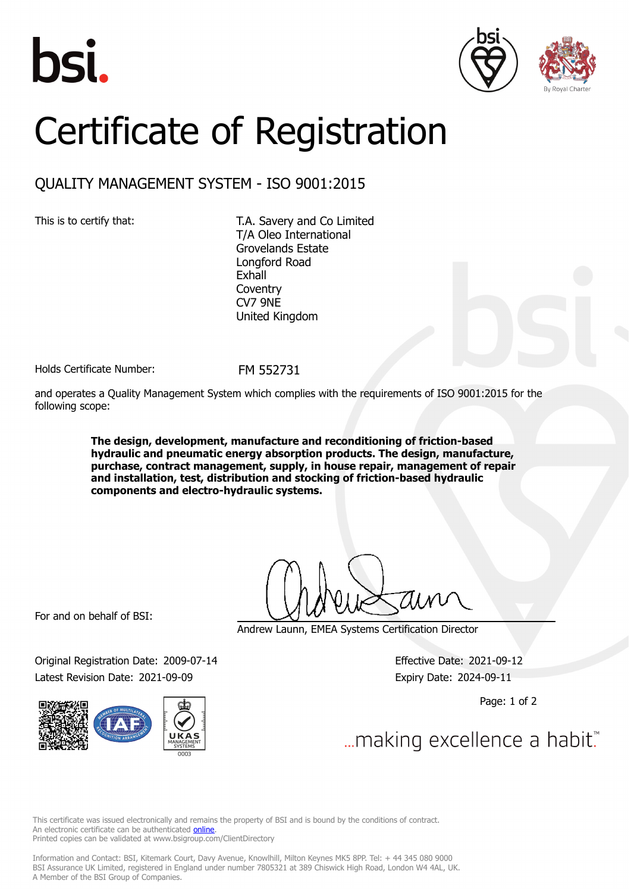# Certificate of Registration

## QUALITY MANAGEMENT SYSTEM - ISO 9001:2015

This is to certify that:

T.A. Savery and Co Limited
T/A Oleo International
Grovelands Estate
Longford Road
Exhall
Coventry
CV7 9NE
United Kingdom

Holds Certificate Number: FM 552731

and operates a Quality Management System which complies with the requirements of ISO 9001:2015 for the following scope:

**The design, development, manufacture and reconditioning of friction-based hydraulic and pneumatic energy absorption products. The design, manufacture, purchase, contract management, supply, in house repair, management of repair and installation, test, distribution and stocking of friction-based hydraulic components and electro-hydraulic systems.**

For and on behalf of BSI:

Andrew Launn, EMEA Systems Certification Director

Original Registration Date: 2009-07-14
Latest Revision Date: 2021-09-09

Effective Date: 2021-09-12
Expiry Date: 2024-09-11

...making excellence a habit.™

This certificate was issued electronically and remains the property of BSI and is bound by the conditions of contract.
An electronic certificate can be authenticated online.
Printed copies can be validated at www.bsigroup.com/ClientDirectory

Information and Contact: BSI, Kitemark Court, Davy Avenue, Knowlhill, Milton Keynes MK5 8PP. Tel: + 44 345 080 9000
BSI Assurance UK Limited, registered in England under number 7805321 at 389 Chiswick High Road, London W4 4AL, UK.
A Member of the BSI Group of Companies.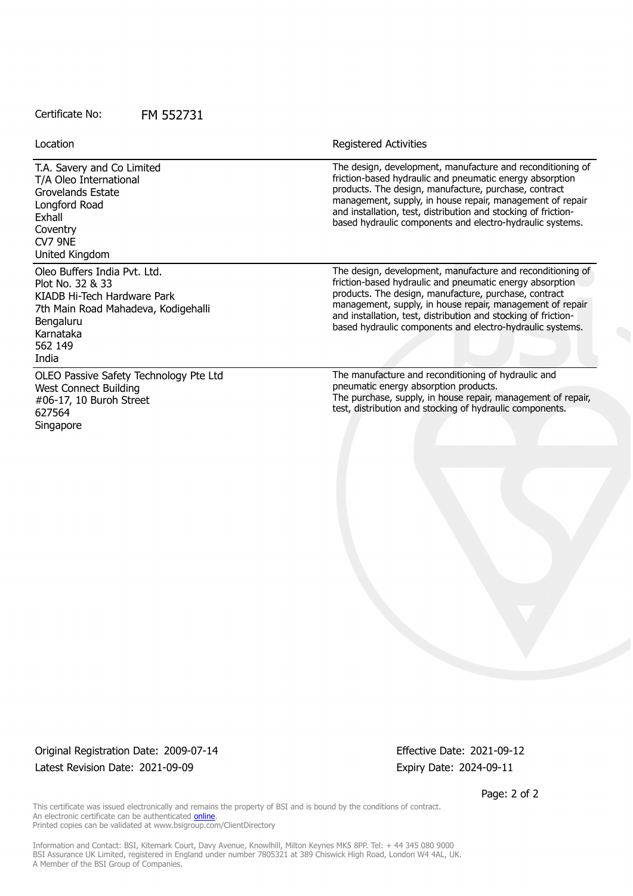Certificate No: FM 552731

| Location | Registered Activities |
|---|---|
| T.A. Savery and Co Limited<br>T/A Oleo International<br>Grovelands Estate<br>Longford Road<br>Exhall<br>Coventry<br>CV7 9NE<br>United Kingdom | The design, development, manufacture and reconditioning of friction-based hydraulic and pneumatic energy absorption products. The design, manufacture, purchase, contract management, supply, in house repair, management of repair and installation, test, distribution and stocking of friction-based hydraulic components and electro-hydraulic systems. |
| Oleo Buffers India Pvt. Ltd.<br>Plot No. 32 & 33<br>KIADB Hi-Tech Hardware Park<br>7th Main Road Mahadeva, Kodigehalli<br>Bengaluru<br>Karnataka<br>562 149<br>India | The design, development, manufacture and reconditioning of friction-based hydraulic and pneumatic energy absorption products. The design, manufacture, purchase, contract management, supply, in house repair, management of repair and installation, test, distribution and stocking of friction-based hydraulic components and electro-hydraulic systems. |
| OLEO Passive Safety Technology Pte Ltd<br>West Connect Building<br>#06-17, 10 Buroh Street<br>627564<br>Singapore | The manufacture and reconditioning of hydraulic and pneumatic energy absorption products.<br>The purchase, supply, in house repair, management of repair, test, distribution and stocking of hydraulic components. |

Original Registration Date: 2009-07-14

Latest Revision Date: 2021-09-09

Effective Date: 2021-09-12

Expiry Date: 2024-09-11

This certificate was issued electronically and remains the property of BSI and is bound by the conditions of contract.
An electronic certificate can be authenticated online.
Printed copies can be validated at www.bsigroup.com/ClientDirectory

Information and Contact: BSI, Kitemark Court, Davy Avenue, Knowlhill, Milton Keynes MK5 8PP. Tel: + 44 345 080 9000
BSI Assurance UK Limited, registered in England under number 7805321 at 389 Chiswick High Road, London W4 4AL, UK.
A Member of the BSI Group of Companies.